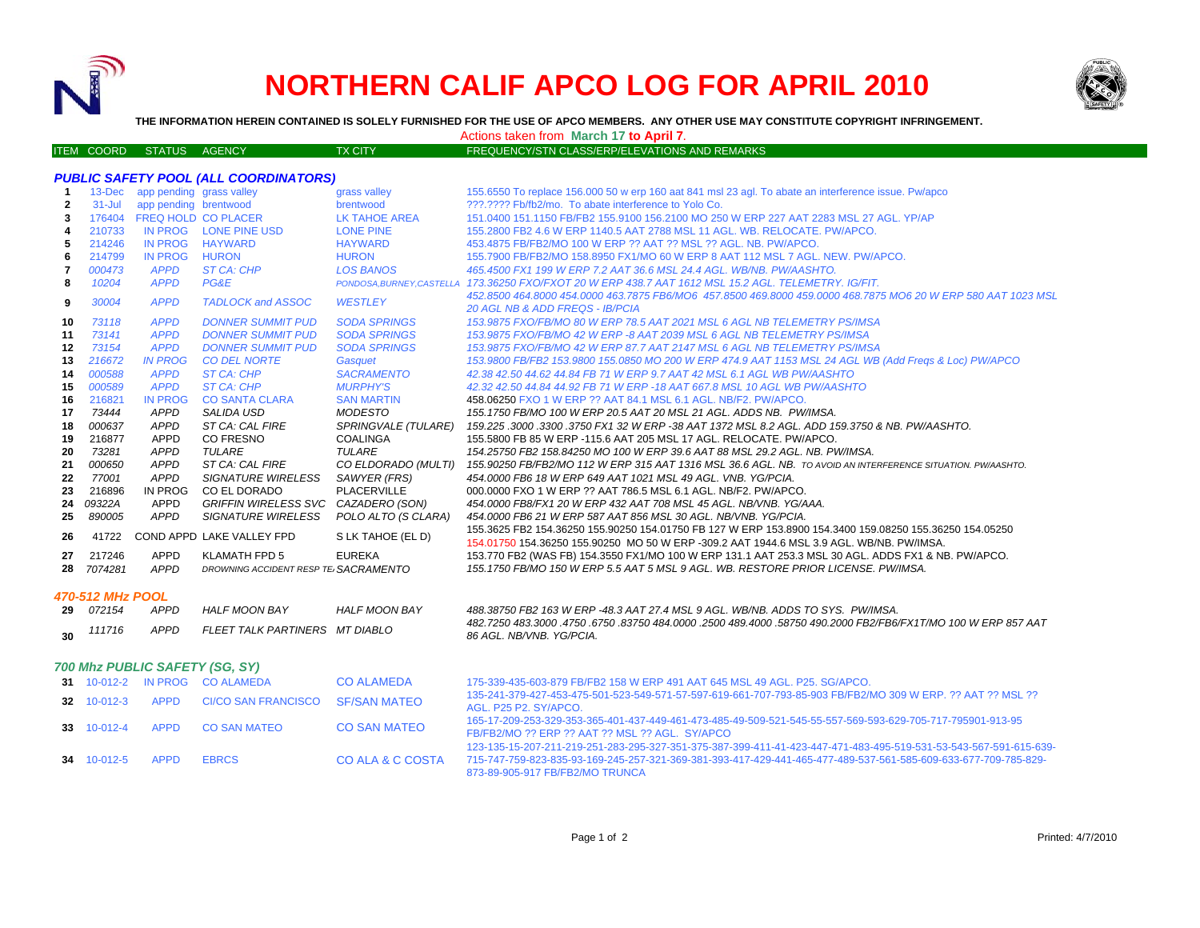# NORTHERN CALIF APCO LOG FOR APRIL 2010

**THE INFORMATION HEREIN CONTAINED IS SOLELY FURNISHED FOR THE USE OF APCO MEMBERS. ANY OTHER USE MAY CONSTITUTE COPYRIGHT INFRINGEMENT.**

Actions taken from **March 17 to April 7**.

| ITEM | COORD | STATUS | AGENCY | TX CITY | FREQUENCY/STN CLASS/ERP/ELEVATIONS AND REMARKS |
|---|---|---|---|---|---|
| ***PUBLIC SAFETY POOL (ALL COORDINATORS)*** | | | | | |
| 1 | 13-Dec | app pending | grass valley | grass valley | 155.6550 To replace 156.000 50 w erp 160 aat 841 msl 23 agl. To abate an interference issue. Pw/apco |
| 2 | 31-Jul | app pending | brentwood | brentwood | ???.???? Fb/fb2/mo. To abate interference to Yolo Co. |
| 3 | 176404 | FREQ HOLD | CO PLACER | LK TAHOE AREA | 151.0400 151.1150 FB/FB2 155.9100 156.2100 MO 250 W ERP 227 AAT 2283 MSL 27 AGL. YP/AP |
| 4 | 210733 | IN PROG | LONE PINE USD | LONE PINE | 155.2800 FB2 4.6 W ERP 1140.5 AAT 2788 MSL 11 AGL. WB. RELOCATE. PW/APCO. |
| 5 | 214246 | IN PROG | HAYWARD | HAYWARD | 453.4875 FB/FB2/MO 100 W ERP ?? AAT ?? MSL ?? AGL. NB. PW/APCO. |
| 6 | 214799 | IN PROG | HURON | HURON | 155.7900 FB/FB2/MO 158.8950 FX1/MO 60 W ERP 8 AAT 112 MSL 7 AGL. NEW. PW/APCO. |
| 7 | *000473* | *APPD* | *ST CA: CHP* | *LOS BANOS* | *465.4500 FX1 199 W ERP 7.2 AAT 36.6 MSL 24.4 AGL. WB/NB. PW/AASHTO.* |
| 8 | *10204* | *APPD* | *PG&E* | *PONDOSA,BURNEY,CASTELLA* | *173.36250 FXO/FXOT 20 W ERP 438.7 AAT 1612 MSL 15.2 AGL. TELEMETRY. IG/FIT.* |
| 9 | *30004* | *APPD* | *TADLOCK and ASSOC* | *WESTLEY* | *452.8500 464.8000 454.0000 463.7875 FB6/MO6 457.8500 469.8000 459.0000 468.7875 MO6 20 W ERP 580 AAT 1023 MSL 20 AGL NB & ADD FREQS - IB/PCIA* |
| 10 | *73118* | *APPD* | *DONNER SUMMIT PUD* | *SODA SPRINGS* | *153.9875 FXO/FB/MO 80 W ERP 78.5 AAT 2021 MSL 6 AGL NB TELEMETRY PS/IMSA* |
| 11 | *73141* | *APPD* | *DONNER SUMMIT PUD* | *SODA SPRINGS* | *153.9875 FXO/FB/MO 42 W ERP -8 AAT 2039 MSL 6 AGL NB TELEMETRY PS/IMSA* |
| 12 | *73154* | *APPD* | *DONNER SUMMIT PUD* | *SODA SPRINGS* | *153.9875 FXO/FB/MO 42 W ERP 87.7 AAT 2147 MSL 6 AGL NB TELEMETRY PS/IMSA* |
| 13 | *216672* | *IN PROG* | *CO DEL NORTE* | *Gasquet* | *153.9800 FB/FB2 153.9800 155.0850 MO 200 W ERP 474.9 AAT 1153 MSL 24 AGL WB (Add Freqs & Loc) PW/APCO* |
| 14 | *000588* | *APPD* | *ST CA: CHP* | *SACRAMENTO* | *42.38 42.50 44.62 44.84 FB 71 W ERP 9.7 AAT 42 MSL 6.1 AGL WB PW/AASHTO* |
| 15 | *000589* | *APPD* | *ST CA: CHP* | *MURPHY'S* | *42.32 42.50 44.84 44.92 FB 71 W ERP -18 AAT 667.8 MSL 10 AGL WB PW/AASHTO* |
| 16 | 216821 | IN PROG | CO SANTA CLARA | SAN MARTIN | 458.06250 FXO 1 W ERP ?? AAT 84.1 MSL 6.1 AGL. NB/F2. PW/APCO. |
| 17 | *73444* | *APPD* | *SALIDA USD* | *MODESTO* | *155.1750 FB/MO 100 W ERP 20.5 AAT 20 MSL 21 AGL. ADDS NB. PW/IMSA.* |
| 18 | *000637* | *APPD* | *ST CA: CAL FIRE* | *SPRINGVALE (TULARE)* | *159.225 .3000 .3300 .3750 FX1 32 W ERP -38 AAT 1372 MSL 8.2 AGL. ADD 159.3750 & NB. PW/AASHTO.* |
| 19 | 216877 | APPD | CO FRESNO | COALINGA | 155.5800 FB 85 W ERP -115.6 AAT 205 MSL 17 AGL. RELOCATE. PW/APCO. |
| 20 | *73281* | *APPD* | *TULARE* | *TULARE* | *154.25750 FB2 158.84250 MO 100 W ERP 39.6 AAT 88 MSL 29.2 AGL. NB. PW/IMSA.* |
| 21 | *000650* | *APPD* | *ST CA: CAL FIRE* | *CO ELDORADO (MULTI)* | *155.90250 FB/FB2/MO 112 W ERP 315 AAT 1316 MSL 36.6 AGL. NB. TO AVOID AN INTERFERENCE SITUATION. PW/AASHTO.* |
| 22 | *77001* | *APPD* | *SIGNATURE WIRELESS* | *SAWYER (FRS)* | *454.0000 FB6 18 W ERP 649 AAT 1021 MSL 49 AGL. VNB. YG/PCIA.* |
| 23 | 216896 | IN PROG | CO EL DORADO | PLACERVILLE | 000.0000 FXO 1 W ERP ?? AAT 786.5 MSL 6.1 AGL. NB/F2. PW/APCO. |
| 24 | *09322A* | APPD | *GRIFFIN WIRELESS SVC* | *CAZADERO (SON)* | *454.0000 FB8/FX1 20 W ERP 432 AAT 708 MSL 45 AGL. NB/VNB. YG/AAA.* |
| 25 | *890005* | *APPD* | *SIGNATURE WIRELESS* | *POLO ALTO (S CLARA)* | *454.0000 FB6 21 W ERP 587 AAT 856 MSL 30 AGL. NB/VNB. YG/PCIA.* |
| 26 | 41722 | COND APPD | LAKE VALLEY FPD | S LK TAHOE (EL D) | 155.3625 FB2 154.36250 155.90250 154.01750 FB 127 W ERP 153.8900 154.3400 159.08250 155.36250 154.05250 154.01750 154.36250 155.90250 MO 50 W ERP -309.2 AAT 1944.6 MSL 3.9 AGL. WB/NB. PW/IMSA. |
| 27 | 217246 | APPD | KLAMATH FPD 5 | EUREKA | 153.770 FB2 (WAS FB) 154.3550 FX1/MO 100 W ERP 131.1 AAT 253.3 MSL 30 AGL. ADDS FX1 & NB. PW/APCO. |
| 28 | *7074281* | *APPD* | *DROWNING ACCIDENT RESP TE* | *SACRAMENTO* | *155.1750 FB/MO 150 W ERP 5.5 AAT 5 MSL 9 AGL. WB. RESTORE PRIOR LICENSE. PW/IMSA.* |
| ***470-512 MHz POOL*** | | | | | |
| 29 | *072154* | *APPD* | *HALF MOON BAY* | *HALF MOON BAY* | *488.38750 FB2 163 W ERP -48.3 AAT 27.4 MSL 9 AGL. WB/NB. ADDS TO SYS. PW/IMSA.* |
| 30 | *111716* | *APPD* | *FLEET TALK PARTINERS* | *MT DIABLO* | *482.7250 483.3000 .4750 .6750 .83750 484.0000 .2500 489.4000 .58750 490.2000 FB2/FB6/FX1T/MO 100 W ERP 857 AAT 86 AGL. NB/VNB. YG/PCIA.* |
| ***700 Mhz PUBLIC SAFETY (SG, SY)*** | | | | | |
| 31 | 10-012-2 | IN PROG | CO ALAMEDA | CO ALAMEDA | 175-339-435-603-879 FB/FB2 158 W ERP 491 AAT 645 MSL 49 AGL. P25. SG/APCO. |
| 32 | 10-012-3 | APPD | CI/CO SAN FRANCISCO | SF/SAN MATEO | 135-241-379-427-453-475-501-523-549-571-57-597-619-661-707-793-85-903 FB/FB2/MO 309 W ERP. ?? AAT ?? MSL ?? AGL. P25 P2. SY/APCO. |
| 33 | 10-012-4 | APPD | CO SAN MATEO | CO SAN MATEO | 165-17-209-253-329-353-365-401-437-449-461-473-485-49-509-521-545-55-557-569-593-629-705-717-795901-913-95 FB/FB2/MO ?? ERP ?? AAT ?? MSL ?? AGL. SY/APCO |
| 34 | 10-012-5 | APPD | EBRCS | CO ALA & C COSTA | 123-135-15-207-211-219-251-283-295-327-351-375-387-399-411-41-423-447-471-483-495-519-531-53-543-567-591-615-639-715-747-759-823-835-93-169-245-257-321-369-381-393-417-429-441-465-477-489-537-561-585-609-633-677-709-785-829-873-89-905-917 FB/FB2/MO TRUNCA |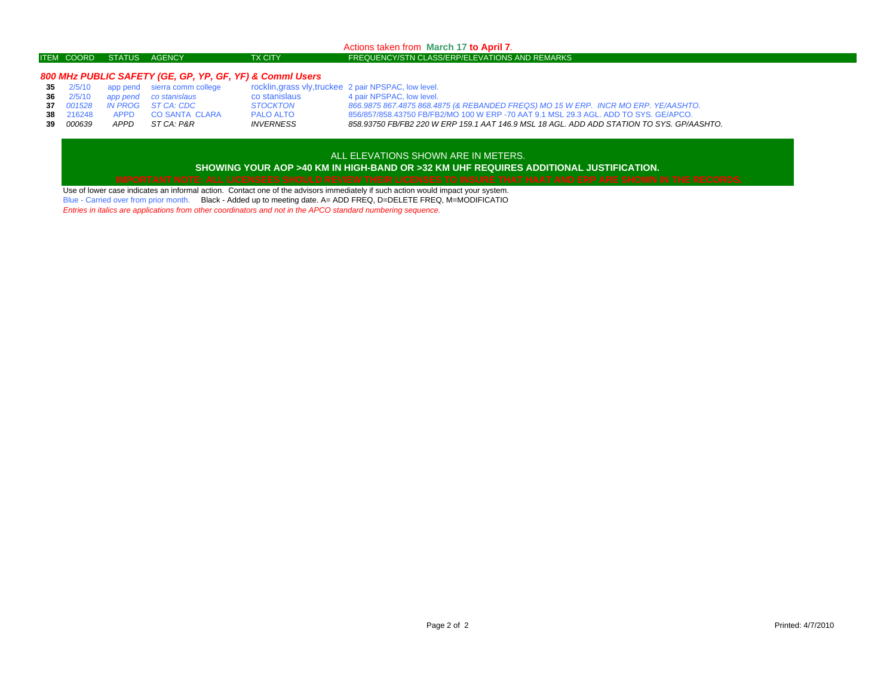Actions taken from **March 17 to April 7**.

| ITEM | COORD | STATUS | AGENCY | TX CITY | FREQUENCY/STN CLASS/ERP/ELEVATIONS AND REMARKS |
|---|---|---|---|---|---|
| ***800 MHz PUBLIC SAFETY (GE, GP, YP, GF, YF) & Comml Users*** | | | | | |
| **35** | 2/5/10 | app pend | sierra comm college | rocklin,grass vly,truckee | 2 pair NPSPAC, low level. |
| **36** | 2/5/10 | *app pend* | *co stanislaus* | co stanislaus | 4 pair NPSPAC, low level. |
| **37** | *001528* | *IN PROG* | *ST CA: CDC* | *STOCKTON* | *866.9875 867.4875 868.4875 (& REBANDED FREQS) MO 15 W ERP. INCR MO ERP. YE/AASHTO.* |
| **38** | 216248 | APPD | CO SANTA CLARA | PALO ALTO | 856/857/858.43750 FB/FB2/MO 100 W ERP -70 AAT 9.1 MSL 29.3 AGL. ADD TO SYS. GE/APCO. |
| **39** | *000639* | *APPD* | *ST CA: P&R* | *INVERNESS* | *858.93750 FB/FB2 220 W ERP 159.1 AAT 146.9 MSL 18 AGL. ADD ADD STATION TO SYS. GP/AASHTO.* |

ALL ELEVATIONS SHOWN ARE IN METERS.

**SHOWING YOUR AOP >40 KM IN HIGH-BAND OR >32 KM UHF REQUIRES ADDITIONAL JUSTIFICATION.**

**IMPORTANT NOTE: ALL LICENSEES SHOULD REVIEW THEIR LICENSES TO INSURE THAT HAAT AND ERP ARE SHOWN IN THE RECORDS.**

Use of lower case indicates an informal action. Contact one of the advisors immediately if such action would impact your system.

Blue - Carried over from prior month. Black - Added up to meeting date. A= ADD FREQ, D=DELETE FREQ, M=MODIFICATIO

*Entries in italics are applications from other coordinators and not in the APCO standard numbering sequence.*

Printed: 4/7/2010